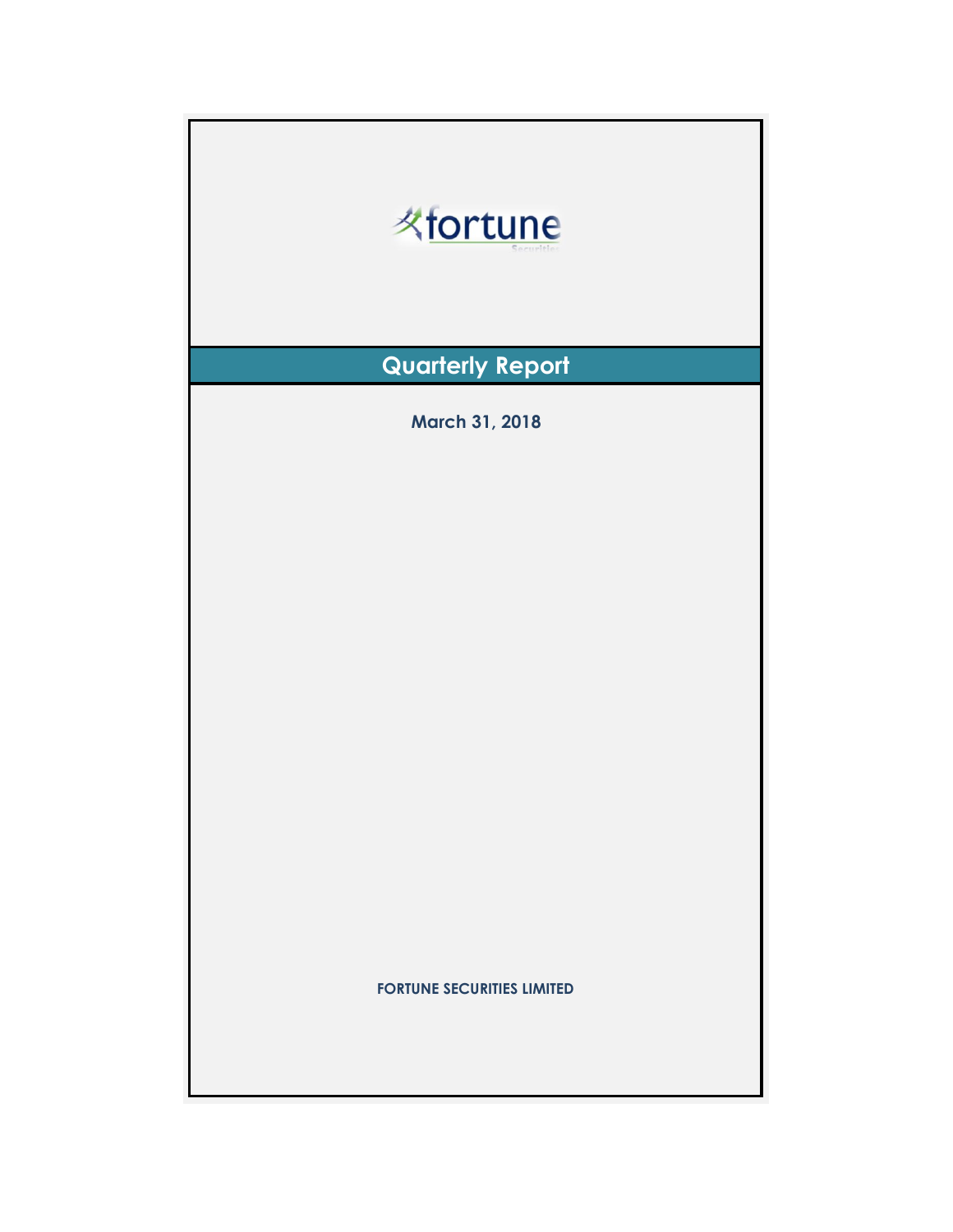fortune

Securities

# Quarterly Report

**March 31, 2018**

**FORTUNE SECURITIES LIMITED**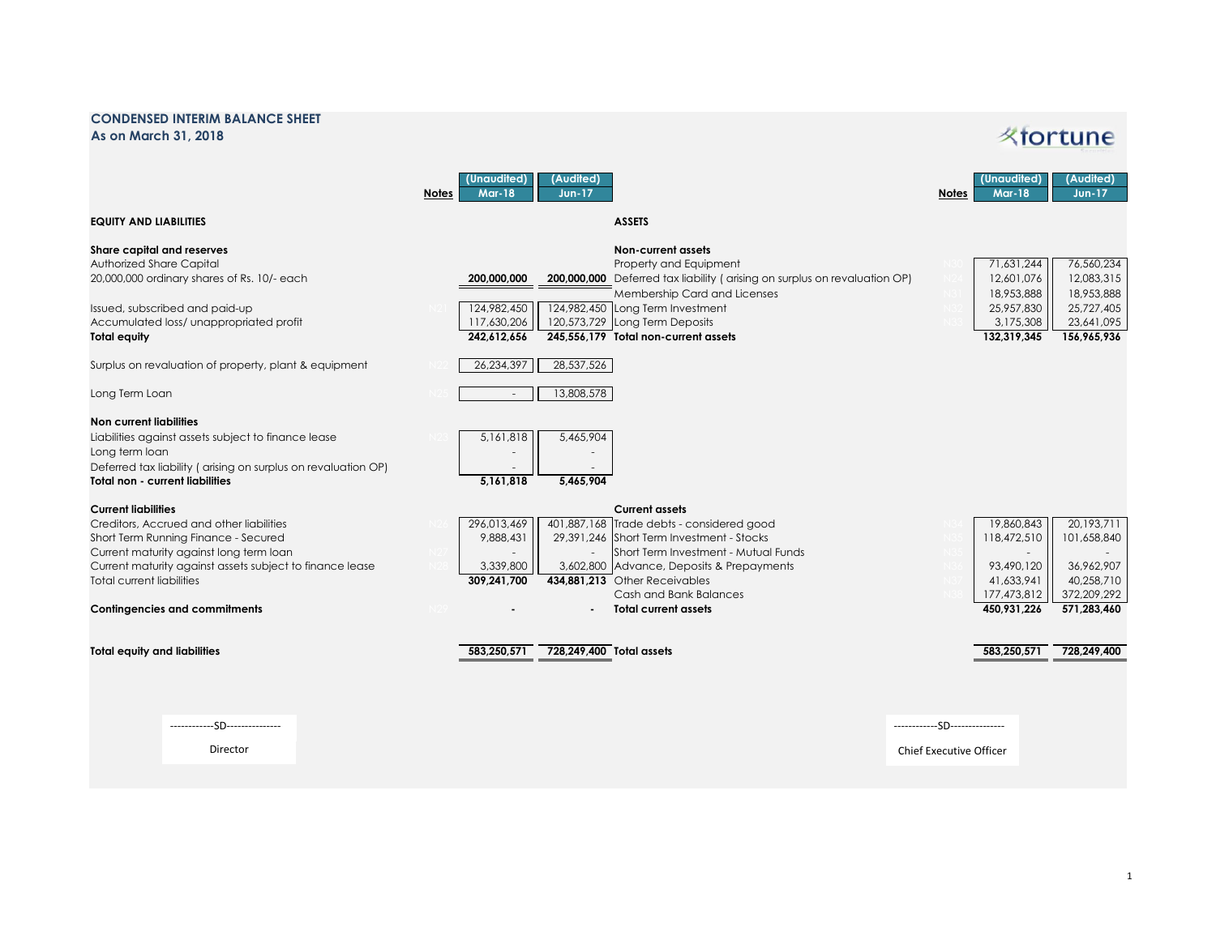## CONDENSED INTERIM BALANCE SHEET
### As on March 31, 2018

fortune

| | Notes | (Unaudited) Mar-18 | (Audited) Jun-17 |
|---|---|---|---|
| **EQUITY AND LIABILITIES** | | | |
| **Share capital and reserves** | | | |
| Authorized Share Capital | | | |
| 20,000,000 ordinary shares of Rs. 10/- each | | **200,000,000** | **200,000,000** |
| Issued, subscribed and paid-up | N21 | 124,982,450 | 124,982,450 |
| Accumulated loss/ unappropriated profit | | 117,630,206 | 120,573,729 |
| **Total equity** | | **242,612,656** | **245,556,179** |
| Surplus on revaluation of property, plant & equipment | N22 | 26,234,397 | 28,537,526 |
| Long Term Loan | N25 | - | 13,808,578 |
| **Non current liabilities** | | | |
| Liabilities against assets subject to finance lease | N23 | 5,161,818 | 5,465,904 |
| Long term loan | | - | - |
| Deferred tax liability ( arising on surplus on revaluation OP) | | - | - |
| **Total non - current liabilities** | | **5,161,818** | **5,465,904** |
| **Current liabilities** | | | |
| Creditors, Accrued and other liabilities | N26 | 296,013,469 | 401,887,168 |
| Short Term Running Finance - Secured | | 9,888,431 | 29,391,246 |
| Current maturity against long term loan | N27 | - | - |
| Current maturity against assets subject to finance lease | N28 | 3,339,800 | 3,602,800 |
| Total current liabilities | | **309,241,700** | **434,881,213** |
| **Contingencies and commitments** | N29 | - | - |
| **Total equity and liabilities** | | **583,250,571** | **728,249,400** |

| | Notes | (Unaudited) Mar-18 | (Audited) Jun-17 |
|---|---|---|---|
| **ASSETS** | | | |
| **Non-current assets** | | | |
| Property and Equipment | N30 | 71,631,244 | 76,560,234 |
| Deferred tax liability ( arising on surplus on revaluation OP) | N24 | 12,601,076 | 12,083,315 |
| Membership Card and Licenses | N31 | 18,953,888 | 18,953,888 |
| Long Term Investment | N32 | 25,957,830 | 25,727,405 |
| Long Term Deposits | N33 | 3,175,308 | 23,641,095 |
| **Total non-current assets** | | **132,319,345** | **156,965,936** |
| **Current assets** | | | |
| Trade debts - considered good | N34 | 19,860,843 | 20,193,711 |
| Short Term Investment - Stocks | N35 | 118,472,510 | 101,658,840 |
| Short Term Investment - Mutual Funds | N35 | - | - |
| Advance, Deposits & Prepayments | N36 | 93,490,120 | 36,962,907 |
| Other Receivables | N37 | 41,633,941 | 40,258,710 |
| Cash and Bank Balances | N38 | 177,473,812 | 372,209,292 |
| **Total current assets** | | **450,931,226** | **571,283,460** |
| **Total assets** | | **583,250,571** | **728,249,400** |

------------SD--------------
Director

------------SD--------------
Chief Executive Officer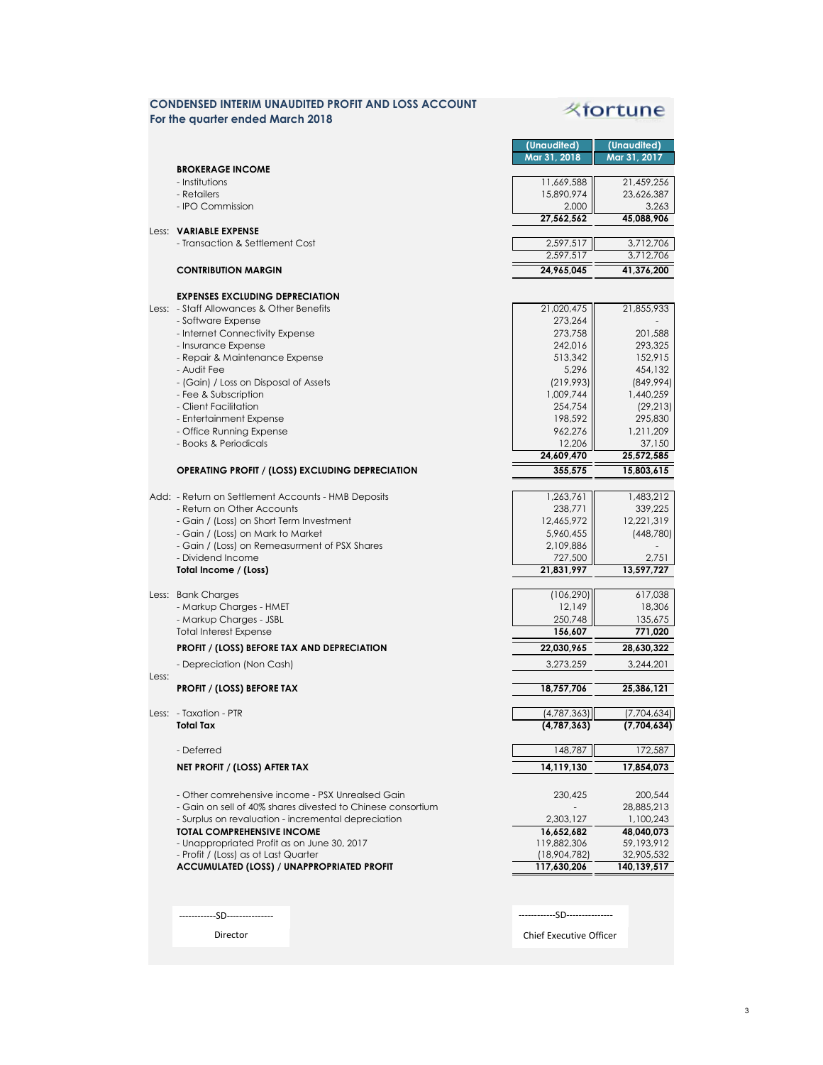## CONDENSED INTERIM UNAUDITED PROFIT AND LOSS ACCOUNT
### For the quarter ended March 2018

fortune

| | | (Unaudited) Mar 31, 2018 | (Unaudited) Mar 31, 2017 |
|---|---|---|---|
| | **BROKERAGE INCOME** | | |
| | - Institutions | 11,669,588 | 21,459,256 |
| | - Retailers | 15,890,974 | 23,626,387 |
| | - IPO Commission | 2,000 | 3,263 |
| | | **27,562,562** | **45,088,906** |
| Less: | **VARIABLE EXPENSE** | | |
| | - Transaction & Settlement Cost | 2,597,517 | 3,712,706 |
| | | 2,597,517 | 3,712,706 |
| | **CONTRIBUTION MARGIN** | **24,965,045** | **41,376,200** |
| | **EXPENSES EXCLUDING DEPRECIATION** | | |
| Less: | - Staff Allowances & Other Benefits | 21,020,475 | 21,855,933 |
| | - Software Expense | 273,264 | - |
| | - Internet Connectivity Expense | 273,758 | 201,588 |
| | - Insurance Expense | 242,016 | 293,325 |
| | - Repair & Maintenance Expense | 513,342 | 152,915 |
| | - Audit Fee | 5,296 | 454,132 |
| | - (Gain) / Loss on Disposal of Assets | (219,993) | (849,994) |
| | - Fee & Subscription | 1,009,744 | 1,440,259 |
| | - Client Facilitation | 254,754 | (29,213) |
| | - Entertainment Expense | 198,592 | 295,830 |
| | - Office Running Expense | 962,276 | 1,211,209 |
| | - Books & Periodicals | 12,206 | 37,150 |
| | | **24,609,470** | **25,572,585** |
| | **OPERATING PROFIT / (LOSS) EXCLUDING DEPRECIATION** | **355,575** | **15,803,615** |
| Add: | - Return on Settlement Accounts - HMB Deposits | 1,263,761 | 1,483,212 |
| | - Return on Other Accounts | 238,771 | 339,225 |
| | - Gain / (Loss) on Short Term Investment | 12,465,972 | 12,221,319 |
| | - Gain / (Loss) on Mark to Market | 5,960,455 | (448,780) |
| | - Gain / (Loss) on Remeasurment of PSX Shares | 2,109,886 | - |
| | - Dividend Income | 727,500 | 2,751 |
| | **Total Income / (Loss)** | **21,831,997** | **13,597,727** |
| Less: | Bank Charges | (106,290) | 617,038 |
| | - Markup Charges - HMET | 12,149 | 18,306 |
| | - Markup Charges - JSBL | 250,748 | 135,675 |
| | Total Interest Expense | **156,607** | **771,020** |
| | **PROFIT / (LOSS) BEFORE TAX AND DEPRECIATION** | **22,030,965** | **28,630,322** |
| Less: | - Depreciation (Non Cash) | 3,273,259 | 3,244,201 |
| | **PROFIT / (LOSS) BEFORE TAX** | **18,757,706** | **25,386,121** |
| Less: | - Taxation - PTR | (4,787,363) | (7,704,634) |
| | **Total Tax** | **(4,787,363)** | **(7,704,634)** |
| | - Deferred | 148,787 | 172,587 |
| | **NET PROFIT / (LOSS) AFTER TAX** | **14,119,130** | **17,854,073** |
| | - Other comrehensive income - PSX Unrealsed Gain | 230,425 | 200,544 |
| | - Gain on sell of 40% shares divested to Chinese consortium | - | 28,885,213 |
| | - Surplus on revaluation - incremental depreciation | 2,303,127 | 1,100,243 |
| | **TOTAL COMPREHENSIVE INCOME** | **16,652,682** | **48,040,073** |
| | - Unappropriated Profit as on June 30, 2017 | 119,882,306 | 59,193,912 |
| | - Profit / (Loss) as of Last Quarter | (18,904,782) | 32,905,532 |
| | **ACCUMULATED (LOSS) / UNAPPROPRIATED PROFIT** | **117,630,206** | **140,139,517** |

------------SD--------------
Director

------------SD--------------
Chief Executive Officer